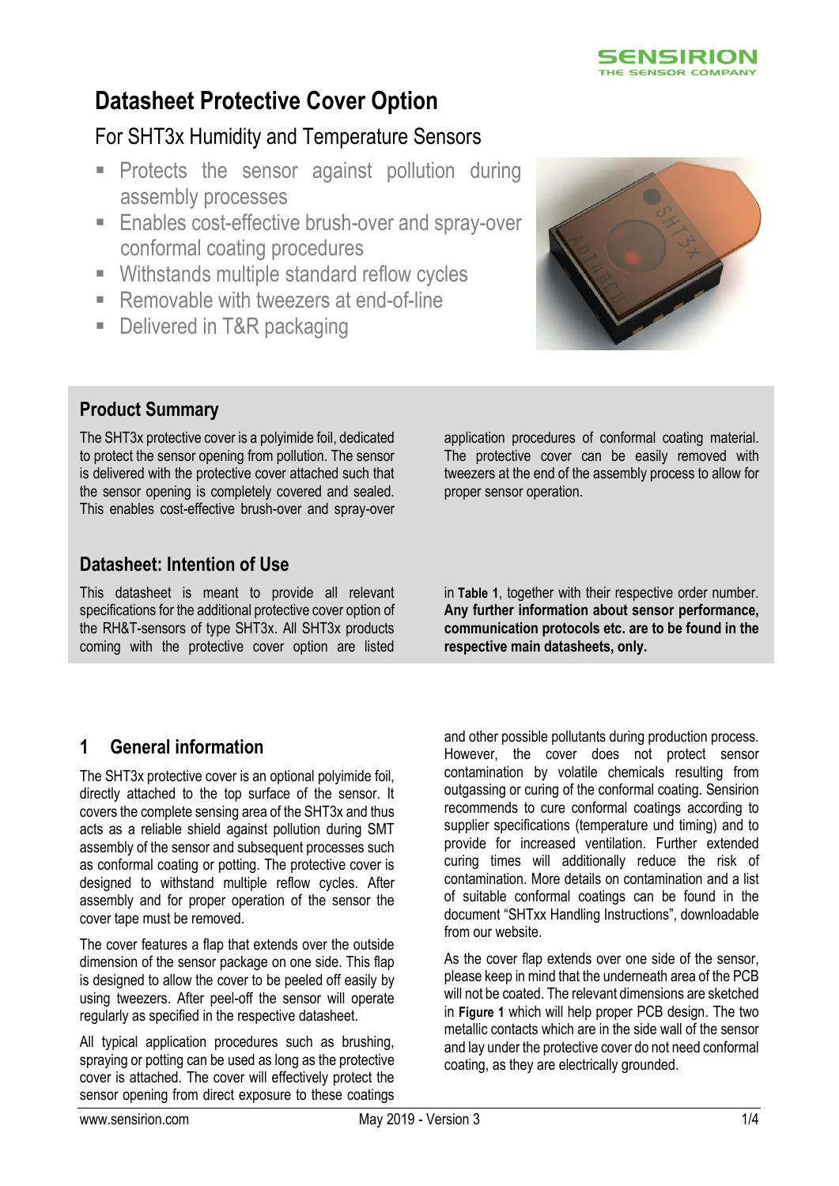# Datasheet Protective Cover Option

## For SHT3x Humidity and Temperature Sensors

- Protects the sensor against pollution during assembly processes
- Enables cost-effective brush-over and spray-over conformal coating procedures
- Withstands multiple standard reflow cycles
- Removable with tweezers at end-of-line
- Delivered in T&R packaging

## Product Summary

The SHT3x protective cover is a polyimide foil, dedicated to protect the sensor opening from pollution. The sensor is delivered with the protective cover attached such that the sensor opening is completely covered and sealed. This enables cost-effective brush-over and spray-over application procedures of conformal coating material. The protective cover can be easily removed with tweezers at the end of the assembly process to allow for proper sensor operation.

## Datasheet: Intention of Use

This datasheet is meant to provide all relevant specifications for the additional protective cover option of the RH&T-sensors of type SHT3x. All SHT3x products coming with the protective cover option are listed in **Table 1**, together with their respective order number. **Any further information about sensor performance, communication protocols etc. are to be found in the respective main datasheets, only.**

## 1 General information

The SHT3x protective cover is an optional polyimide foil, directly attached to the top surface of the sensor. It covers the complete sensing area of the SHT3x and thus acts as a reliable shield against pollution during SMT assembly of the sensor and subsequent processes such as conformal coating or potting. The protective cover is designed to withstand multiple reflow cycles. After assembly and for proper operation of the sensor the cover tape must be removed.

The cover features a flap that extends over the outside dimension of the sensor package on one side. This flap is designed to allow the cover to be peeled off easily by using tweezers. After peel-off the sensor will operate regularly as specified in the respective datasheet.

All typical application procedures such as brushing, spraying or potting can be used as long as the protective cover is attached. The cover will effectively protect the sensor opening from direct exposure to these coatings and other possible pollutants during production process. However, the cover does not protect sensor contamination by volatile chemicals resulting from outgassing or curing of the conformal coating. Sensirion recommends to cure conformal coatings according to supplier specifications (temperature und timing) and to provide for increased ventilation. Further extended curing times will additionally reduce the risk of contamination. More details on contamination and a list of suitable conformal coatings can be found in the document "SHTxx Handling Instructions", downloadable from our website.

As the cover flap extends over one side of the sensor, please keep in mind that the underneath area of the PCB will not be coated. The relevant dimensions are sketched in **Figure 1** which will help proper PCB design. The two metallic contacts which are in the side wall of the sensor and lay under the protective cover do not need conformal coating, as they are electrically grounded.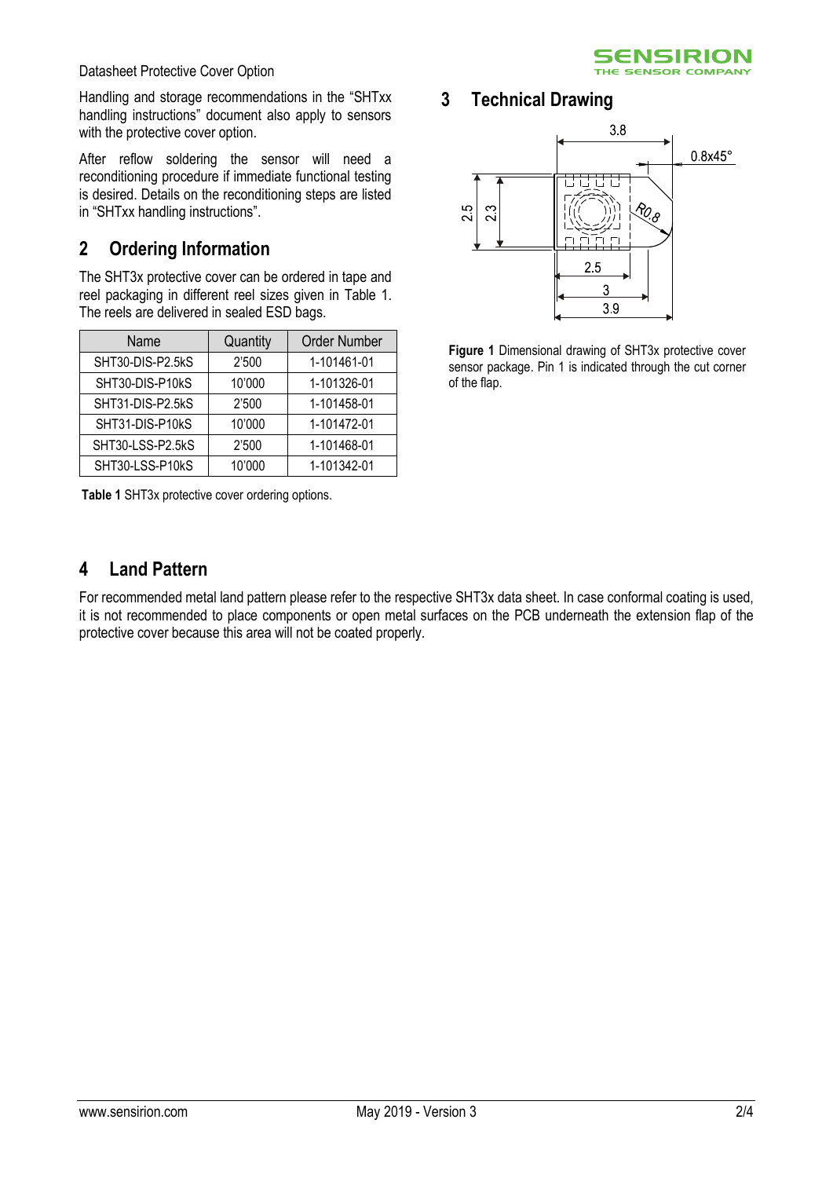Handling and storage recommendations in the "SHTxx handling instructions" document also apply to sensors with the protective cover option.

After reflow soldering the sensor will need a reconditioning procedure if immediate functional testing is desired. Details on the reconditioning steps are listed in "SHTxx handling instructions".

## 2 Ordering Information

The SHT3x protective cover can be ordered in tape and reel packaging in different reel sizes given in Table 1. The reels are delivered in sealed ESD bags.

| Name | Quantity | Order Number |
|---|---|---|
| SHT30-DIS-P2.5kS | 2'500 | 1-101461-01 |
| SHT30-DIS-P10kS | 10'000 | 1-101326-01 |
| SHT31-DIS-P2.5kS | 2'500 | 1-101458-01 |
| SHT31-DIS-P10kS | 10'000 | 1-101472-01 |
| SHT30-LSS-P2.5kS | 2'500 | 1-101468-01 |
| SHT30-LSS-P10kS | 10'000 | 1-101342-01 |

**Table 1** SHT3x protective cover ordering options.

## 3 Technical Drawing

**Figure 1** Dimensional drawing of SHT3x protective cover sensor package. Pin 1 is indicated through the cut corner of the flap.

## 4 Land Pattern

For recommended metal land pattern please refer to the respective SHT3x data sheet. In case conformal coating is used, it is not recommended to place components or open metal surfaces on the PCB underneath the extension flap of the protective cover because this area will not be coated properly.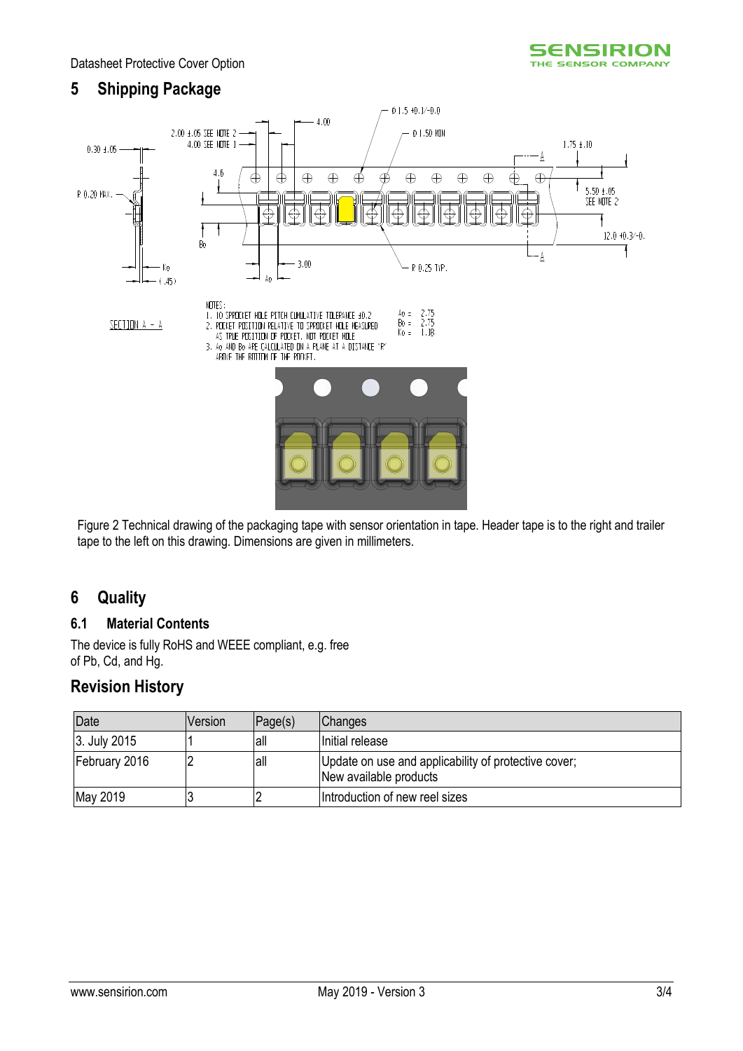## 5 Shipping Package

Figure 2 Technical drawing of the packaging tape with sensor orientation in tape. Header tape is to the right and trailer tape to the left on this drawing. Dimensions are given in millimeters.

## 6 Quality

### 6.1 Material Contents

The device is fully RoHS and WEEE compliant, e.g. free of Pb, Cd, and Hg.

## Revision History

| Date | Version | Page(s) | Changes |
| --- | --- | --- | --- |
| 3. July 2015 | 1 | all | Initial release |
| February 2016 | 2 | all | Update on use and applicability of protective cover; New available products |
| May 2019 | 3 | 2 | Introduction of new reel sizes |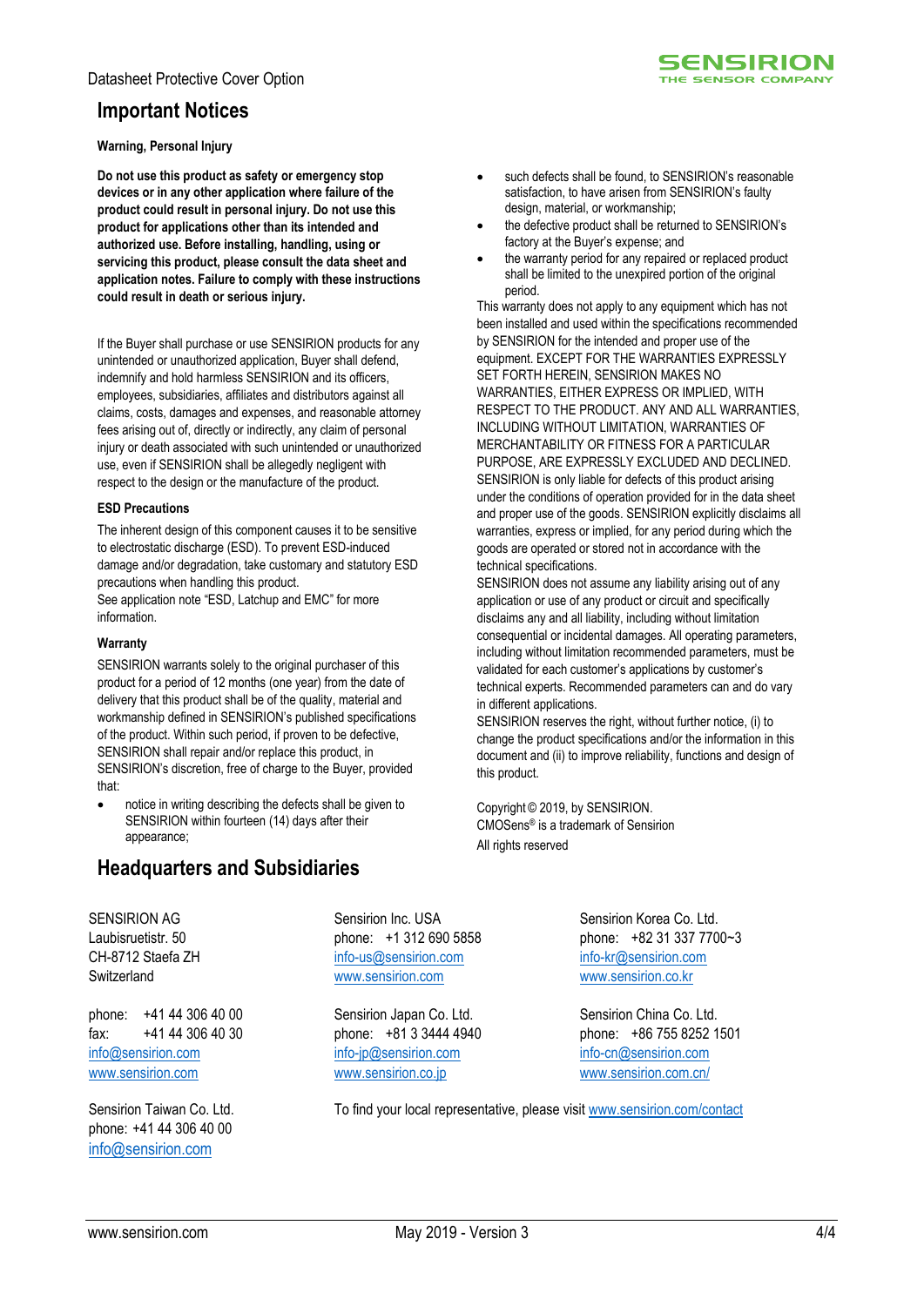## Important Notices

**Warning, Personal Injury**

**Do not use this product as safety or emergency stop devices or in any other application where failure of the product could result in personal injury. Do not use this product for applications other than its intended and authorized use. Before installing, handling, using or servicing this product, please consult the data sheet and application notes. Failure to comply with these instructions could result in death or serious injury.**

If the Buyer shall purchase or use SENSIRION products for any unintended or unauthorized application, Buyer shall defend, indemnify and hold harmless SENSIRION and its officers, employees, subsidiaries, affiliates and distributors against all claims, costs, damages and expenses, and reasonable attorney fees arising out of, directly or indirectly, any claim of personal injury or death associated with such unintended or unauthorized use, even if SENSIRION shall be allegedly negligent with respect to the design or the manufacture of the product.

**ESD Precautions**

The inherent design of this component causes it to be sensitive to electrostatic discharge (ESD). To prevent ESD-induced damage and/or degradation, take customary and statutory ESD precautions when handling this product.
See application note "ESD, Latchup and EMC" for more information.

**Warranty**

SENSIRION warrants solely to the original purchaser of this product for a period of 12 months (one year) from the date of delivery that this product shall be of the quality, material and workmanship defined in SENSIRION's published specifications of the product. Within such period, if proven to be defective, SENSIRION shall repair and/or replace this product, in SENSIRION's discretion, free of charge to the Buyer, provided that:

- notice in writing describing the defects shall be given to SENSIRION within fourteen (14) days after their appearance;
- such defects shall be found, to SENSIRION's reasonable satisfaction, to have arisen from SENSIRION's faulty design, material, or workmanship;
- the defective product shall be returned to SENSIRION's factory at the Buyer's expense; and
- the warranty period for any repaired or replaced product shall be limited to the unexpired portion of the original period.

This warranty does not apply to any equipment which has not been installed and used within the specifications recommended by SENSIRION for the intended and proper use of the equipment. EXCEPT FOR THE WARRANTIES EXPRESSLY SET FORTH HEREIN, SENSIRION MAKES NO WARRANTIES, EITHER EXPRESS OR IMPLIED, WITH RESPECT TO THE PRODUCT. ANY AND ALL WARRANTIES, INCLUDING WITHOUT LIMITATION, WARRANTIES OF MERCHANTABILITY OR FITNESS FOR A PARTICULAR PURPOSE, ARE EXPRESSLY EXCLUDED AND DECLINED.

SENSIRION is only liable for defects of this product arising under the conditions of operation provided for in the data sheet and proper use of the goods. SENSIRION explicitly disclaims all warranties, express or implied, for any period during which the goods are operated or stored not in accordance with the technical specifications.

SENSIRION does not assume any liability arising out of any application or use of any product or circuit and specifically disclaims any and all liability, including without limitation consequential or incidental damages. All operating parameters, including without limitation recommended parameters, must be validated for each customer's applications by customer's technical experts. Recommended parameters can and do vary in different applications.

SENSIRION reserves the right, without further notice, (i) to change the product specifications and/or the information in this document and (ii) to improve reliability, functions and design of this product.

Copyright © 2019, by SENSIRION.
CMOSens® is a trademark of Sensirion
All rights reserved

## Headquarters and Subsidiaries

SENSIRION AG
Laubisruetistr. 50
CH-8712 Staefa ZH
Switzerland

phone: +41 44 306 40 00
fax: +41 44 306 40 30
info@sensirion.com
www.sensirion.com

Sensirion Taiwan Co. Ltd.
phone: +41 44 306 40 00
info@sensirion.com

Sensirion Inc. USA
phone: +1 312 690 5858
info-us@sensirion.com
www.sensirion.com

Sensirion Japan Co. Ltd.
phone: +81 3 3444 4940
info-jp@sensirion.com
www.sensirion.co.jp

Sensirion Korea Co. Ltd.
phone: +82 31 337 7700~3
info-kr@sensirion.com
www.sensirion.co.kr

Sensirion China Co. Ltd.
phone: +86 755 8252 1501
info-cn@sensirion.com
www.sensirion.com.cn/

To find your local representative, please visit www.sensirion.com/contact